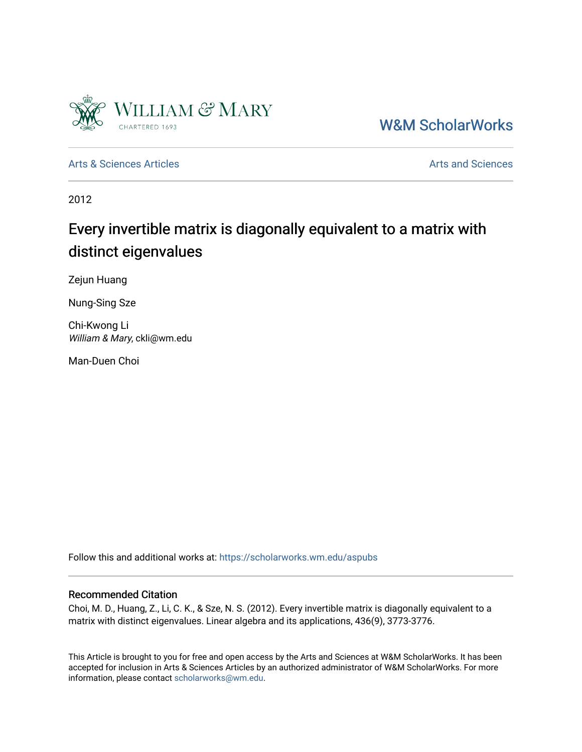William & Mary

W&M ScholarWorks

Arts & Sciences Articles

Arts and Sciences

2012

# Every invertible matrix is diagonally equivalent to a matrix with distinct eigenvalues

Zejun Huang

Nung-Sing Sze

Chi-Kwong Li
*William & Mary*, ckli@wm.edu

Man-Duen Choi

Follow this and additional works at: https://scholarworks.wm.edu/aspubs

## Recommended Citation

Choi, M. D., Huang, Z., Li, C. K., & Sze, N. S. (2012). Every invertible matrix is diagonally equivalent to a matrix with distinct eigenvalues. Linear algebra and its applications, 436(9), 3773-3776.

This Article is brought to you for free and open access by the Arts and Sciences at W&M ScholarWorks. It has been accepted for inclusion in Arts & Sciences Articles by an authorized administrator of W&M ScholarWorks. For more information, please contact scholarworks@wm.edu.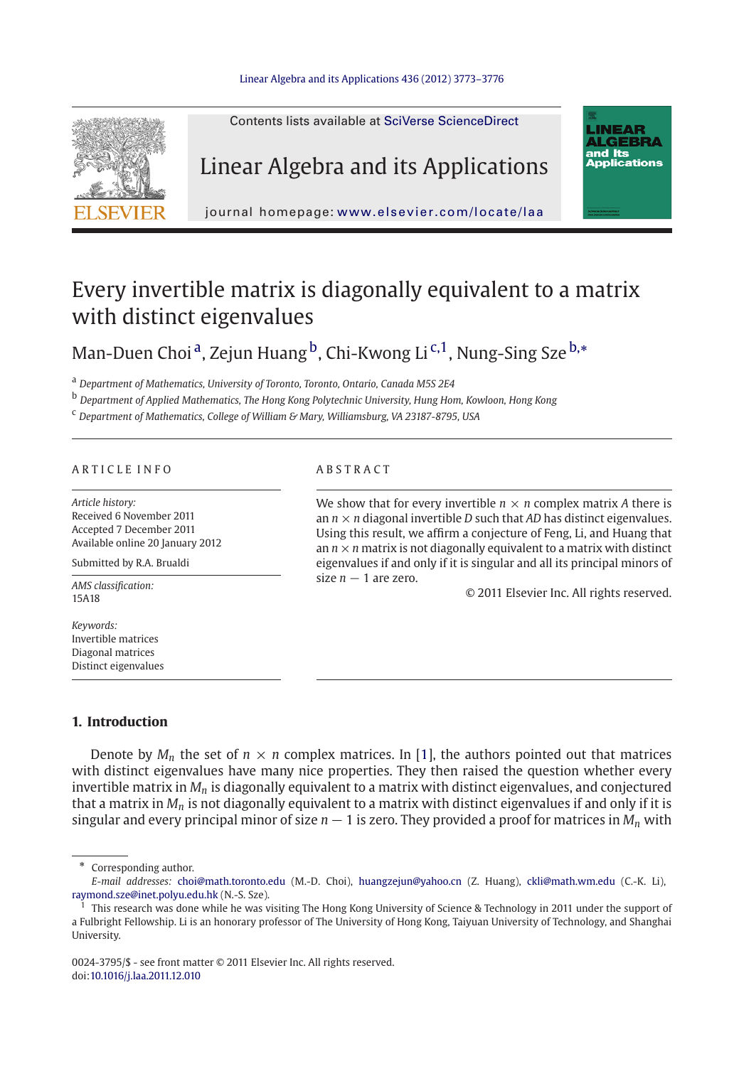# Every invertible matrix is diagonally equivalent to a matrix with distinct eigenvalues

Man-Duen Choi [a], Zejun Huang [b], Chi-Kwong Li [c,1], Nung-Sing Sze [b,*]

[a] Department of Mathematics, University of Toronto, Toronto, Ontario, Canada M5S 2E4

[b] Department of Applied Mathematics, The Hong Kong Polytechnic University, Hung Hom, Kowloon, Hong Kong

[c] Department of Mathematics, College of William & Mary, Williamsburg, VA 23187-8795, USA

ARTICLE INFO

*Article history:*
Received 6 November 2011
Accepted 7 December 2011
Available online 20 January 2012

Submitted by R.A. Brualdi

*AMS classification:*
15A18

*Keywords:*
Invertible matrices
Diagonal matrices
Distinct eigenvalues

ABSTRACT

We show that for every invertible $n \times n$ complex matrix $A$ there is an $n \times n$ diagonal invertible $D$ such that $AD$ has distinct eigenvalues. Using this result, we affirm a conjecture of Feng, Li, and Huang that an $n \times n$ matrix is not diagonally equivalent to a matrix with distinct eigenvalues if and only if it is singular and all its principal minors of size $n - 1$ are zero.

© 2011 Elsevier Inc. All rights reserved.

## 1. Introduction

Denote by $M_n$ the set of $n \times n$ complex matrices. In [1], the authors pointed out that matrices with distinct eigenvalues have many nice properties. They then raised the question whether every invertible matrix in $M_n$ is diagonally equivalent to a matrix with distinct eigenvalues, and conjectured that a matrix in $M_n$ is not diagonally equivalent to a matrix with distinct eigenvalues if and only if it is singular and every principal minor of size $n - 1$ is zero. They provided a proof for matrices in $M_n$ with

---

\* Corresponding author.

*E-mail addresses:* choi@math.toronto.edu (M.-D. Choi), huangzejun@yahoo.cn (Z. Huang), ckli@math.wm.edu (C.-K. Li), raymond.sze@inet.polyu.edu.hk (N.-S. Sze).

1 This research was done while he was visiting The Hong Kong University of Science & Technology in 2011 under the support of a Fulbright Fellowship. Li is an honorary professor of The University of Hong Kong, Taiyuan University of Technology, and Shanghai University.

0024-3795/$ - see front matter © 2011 Elsevier Inc. All rights reserved.
doi:10.1016/j.laa.2011.12.010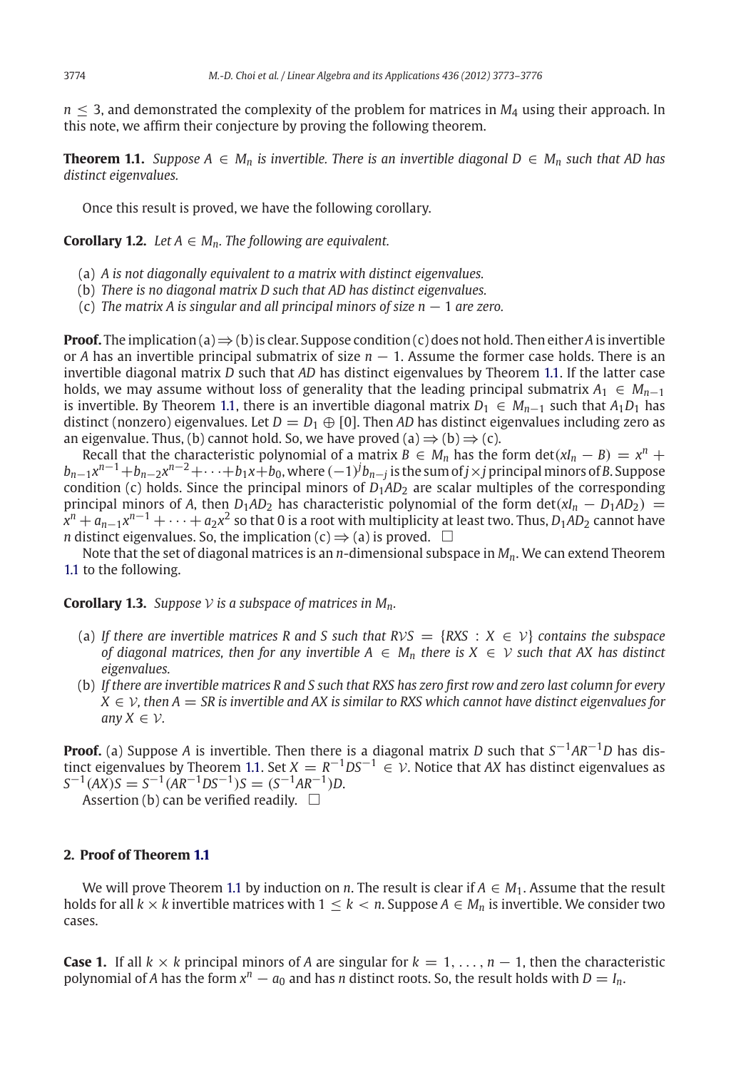$n \leq 3$, and demonstrated the complexity of the problem for matrices in $M_4$ using their approach. In this note, we affirm their conjecture by proving the following theorem.

**Theorem 1.1.** *Suppose $A \in M_n$ is invertible. There is an invertible diagonal $D \in M_n$ such that $AD$ has distinct eigenvalues.*

Once this result is proved, we have the following corollary.

**Corollary 1.2.** *Let $A \in M_n$. The following are equivalent.*

- (a) *$A$ is not diagonally equivalent to a matrix with distinct eigenvalues.*
- (b) *There is no diagonal matrix $D$ such that $AD$ has distinct eigenvalues.*
- (c) *The matrix $A$ is singular and all principal minors of size $n-1$ are zero.*

**Proof.** The implication (a) $\Rightarrow$ (b) is clear. Suppose condition (c) does not hold. Then either $A$ is invertible or $A$ has an invertible principal submatrix of size $n-1$. Assume the former case holds. There is an invertible diagonal matrix $D$ such that $AD$ has distinct eigenvalues by Theorem 1.1. If the latter case holds, we may assume without loss of generality that the leading principal submatrix $A_1 \in M_{n-1}$ is invertible. By Theorem 1.1, there is an invertible diagonal matrix $D_1 \in M_{n-1}$ such that $A_1D_1$ has distinct (nonzero) eigenvalues. Let $D = D_1 \oplus [0]$. Then $AD$ has distinct eigenvalues including zero as an eigenvalue. Thus, (b) cannot hold. So, we have proved (a) $\Rightarrow$ (b) $\Rightarrow$ (c).

Recall that the characteristic polynomial of a matrix $B \in M_n$ has the form $\det(xI_n - B) = x^n + b_{n-1}x^{n-1} + b_{n-2}x^{n-2} + \cdots + b_1x + b_0$, where $(-1)^j b_{n-j}$ is the sum of $j \times j$ principal minors of $B$. Suppose condition (c) holds. Since the principal minors of $D_1AD_2$ are scalar multiples of the corresponding principal minors of $A$, then $D_1AD_2$ has characteristic polynomial of the form $\det(xI_n - D_1AD_2) = x^n + a_{n-1}x^{n-1} + \cdots + a_2x^2$ so that 0 is a root with multiplicity at least two. Thus, $D_1AD_2$ cannot have $n$ distinct eigenvalues. So, the implication (c) $\Rightarrow$ (a) is proved. $\square$

Note that the set of diagonal matrices is an $n$-dimensional subspace in $M_n$. We can extend Theorem 1.1 to the following.

**Corollary 1.3.** *Suppose $\mathcal{V}$ is a subspace of matrices in $M_n$.*

- (a) *If there are invertible matrices $R$ and $S$ such that $R\mathcal{V}S = \{RXS : X \in \mathcal{V}\}$ contains the subspace of diagonal matrices, then for any invertible $A \in M_n$ there is $X \in \mathcal{V}$ such that $AX$ has distinct eigenvalues.*
- (b) *If there are invertible matrices $R$ and $S$ such that $RXS$ has zero first row and zero last column for every $X \in \mathcal{V}$, then $A = SR$ is invertible and $AX$ is similar to $RXS$ which cannot have distinct eigenvalues for any $X \in \mathcal{V}$.*

**Proof.** (a) Suppose $A$ is invertible. Then there is a diagonal matrix $D$ such that $S^{-1}AR^{-1}D$ has distinct eigenvalues by Theorem 1.1. Set $X = R^{-1}DS^{-1} \in \mathcal{V}$. Notice that $AX$ has distinct eigenvalues as $S^{-1}(AX)S = S^{-1}(AR^{-1}DS^{-1})S = (S^{-1}AR^{-1})D$.

Assertion (b) can be verified readily. $\square$

## 2. Proof of Theorem 1.1

We will prove Theorem 1.1 by induction on $n$. The result is clear if $A \in M_1$. Assume that the result holds for all $k \times k$ invertible matrices with $1 \leq k < n$. Suppose $A \in M_n$ is invertible. We consider two cases.

**Case 1.** If all $k \times k$ principal minors of $A$ are singular for $k = 1, \ldots, n-1$, then the characteristic polynomial of $A$ has the form $x^n - a_0$ and has $n$ distinct roots. So, the result holds with $D = I_n$.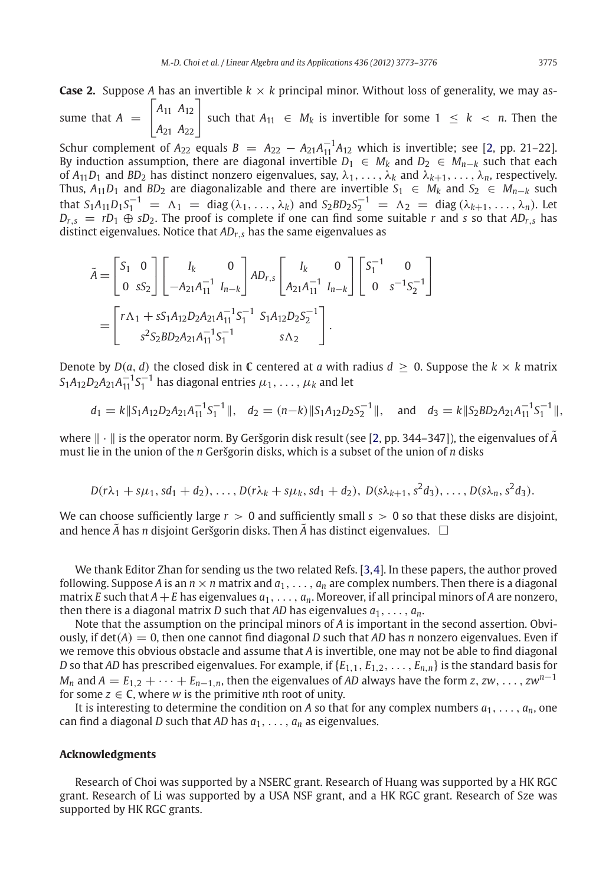**Case 2.** Suppose $A$ has an invertible $k \times k$ principal minor. Without loss of generality, we may assume that $A = \begin{bmatrix} A_{11} & A_{12} \\ A_{21} & A_{22} \end{bmatrix}$ such that $A_{11} \in M_k$ is invertible for some $1 \leq k < n$. Then the Schur complement of $A_{22}$ equals $B = A_{22} - A_{21}A_{11}^{-1}A_{12}$ which is invertible; see [2, pp. 21–22]. By induction assumption, there are diagonal invertible $D_1 \in M_k$ and $D_2 \in M_{n-k}$ such that each of $A_{11}D_1$ and $BD_2$ has distinct nonzero eigenvalues, say, $\lambda_1, \ldots, \lambda_k$ and $\lambda_{k+1}, \ldots, \lambda_n$, respectively. Thus, $A_{11}D_1$ and $BD_2$ are diagonalizable and there are invertible $S_1 \in M_k$ and $S_2 \in M_{n-k}$ such that $S_1 A_{11} D_1 S_1^{-1} = \Lambda_1 = \operatorname{diag}(\lambda_1, \ldots, \lambda_k)$ and $S_2 B D_2 S_2^{-1} = \Lambda_2 = \operatorname{diag}(\lambda_{k+1}, \ldots, \lambda_n)$. Let $D_{r,s} = rD_1 \oplus sD_2$. The proof is complete if one can find some suitable $r$ and $s$ so that $AD_{r,s}$ has distinct eigenvalues. Notice that $AD_{r,s}$ has the same eigenvalues as

$$\tilde{A} = \begin{bmatrix} S_1 & 0 \\ 0 & sS_2 \end{bmatrix} \begin{bmatrix} I_k & 0 \\ -A_{21}A_{11}^{-1} & I_{n-k} \end{bmatrix} AD_{r,s} \begin{bmatrix} I_k & 0 \\ A_{21}A_{11}^{-1} & I_{n-k} \end{bmatrix} \begin{bmatrix} S_1^{-1} & 0 \\ 0 & s^{-1}S_2^{-1} \end{bmatrix}$$

$$= \begin{bmatrix} r\Lambda_1 + sS_1A_{12}D_2A_{21}A_{11}^{-1}S_1^{-1} & S_1A_{12}D_2S_2^{-1} \\ s^2S_2BD_2A_{21}A_{11}^{-1}S_1^{-1} & s\Lambda_2 \end{bmatrix}.$$

Denote by $D(a, d)$ the closed disk in $\mathbb{C}$ centered at $a$ with radius $d \geq 0$. Suppose the $k \times k$ matrix $S_1A_{12}D_2A_{21}A_{11}^{-1}S_1^{-1}$ has diagonal entries $\mu_1, \ldots, \mu_k$ and let

$$d_1 = k\|S_1A_{12}D_2A_{21}A_{11}^{-1}S_1^{-1}\|, \quad d_2 = (n-k)\|S_1A_{12}D_2S_2^{-1}\|, \quad \text{and} \quad d_3 = k\|S_2BD_2A_{21}A_{11}^{-1}S_1^{-1}\|,$$

where $\|\cdot\|$ is the operator norm. By Geršgorin disk result (see [2, pp. 344–347]), the eigenvalues of $\tilde{A}$ must lie in the union of the $n$ Geršgorin disks, which is a subset of the union of $n$ disks

$$D(r\lambda_1 + s\mu_1, sd_1 + d_2), \ldots, D(r\lambda_k + s\mu_k, sd_1 + d_2),\ D(s\lambda_{k+1}, s^2d_3), \ldots, D(s\lambda_n, s^2d_3).$$

We can choose sufficiently large $r > 0$ and sufficiently small $s > 0$ so that these disks are disjoint, and hence $\tilde{A}$ has $n$ disjoint Geršgorin disks. Then $\tilde{A}$ has distinct eigenvalues. $\square$

We thank Editor Zhan for sending us the two related Refs. [3,4]. In these papers, the author proved following. Suppose $A$ is an $n \times n$ matrix and $a_1, \ldots, a_n$ are complex numbers. Then there is a diagonal matrix $E$ such that $A + E$ has eigenvalues $a_1, \ldots, a_n$. Moreover, if all principal minors of $A$ are nonzero, then there is a diagonal matrix $D$ such that $AD$ has eigenvalues $a_1, \ldots, a_n$.

Note that the assumption on the principal minors of $A$ is important in the second assertion. Obviously, if $\det(A) = 0$, then one cannot find diagonal $D$ such that $AD$ has $n$ nonzero eigenvalues. Even if we remove this obvious obstacle and assume that $A$ is invertible, one may not be able to find diagonal $D$ so that $AD$ has prescribed eigenvalues. For example, if $\{E_{1,1}, E_{1,2}, \ldots, E_{n,n}\}$ is the standard basis for $M_n$ and $A = E_{1,2} + \cdots + E_{n-1,n}$, then the eigenvalues of $AD$ always have the form $z, zw, \ldots, zw^{n-1}$ for some $z \in \mathbb{C}$, where $w$ is the primitive $n$th root of unity.

It is interesting to determine the condition on $A$ so that for any complex numbers $a_1, \ldots, a_n$, one can find a diagonal $D$ such that $AD$ has $a_1, \ldots, a_n$ as eigenvalues.

## Acknowledgments

Research of Choi was supported by a NSERC grant. Research of Huang was supported by a HK RGC grant. Research of Li was supported by a USA NSF grant, and a HK RGC grant. Research of Sze was supported by HK RGC grants.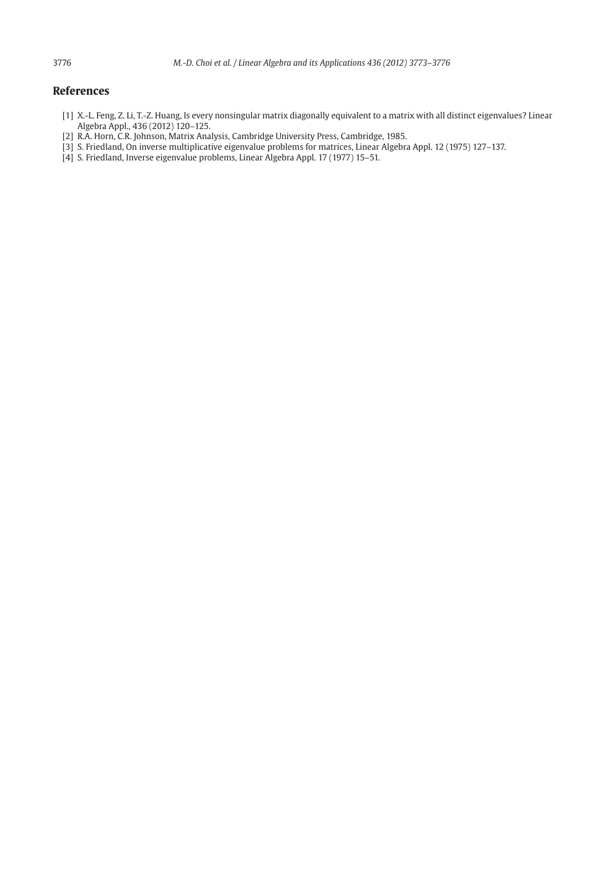## References

[1] X.-L. Feng, Z. Li, T.-Z. Huang, Is every nonsingular matrix diagonally equivalent to a matrix with all distinct eigenvalues? Linear Algebra Appl., 436 (2012) 120–125.

[2] R.A. Horn, C.R. Johnson, Matrix Analysis, Cambridge University Press, Cambridge, 1985.

[3] S. Friedland, On inverse multiplicative eigenvalue problems for matrices, Linear Algebra Appl. 12 (1975) 127–137.

[4] S. Friedland, Inverse eigenvalue problems, Linear Algebra Appl. 17 (1977) 15–51.